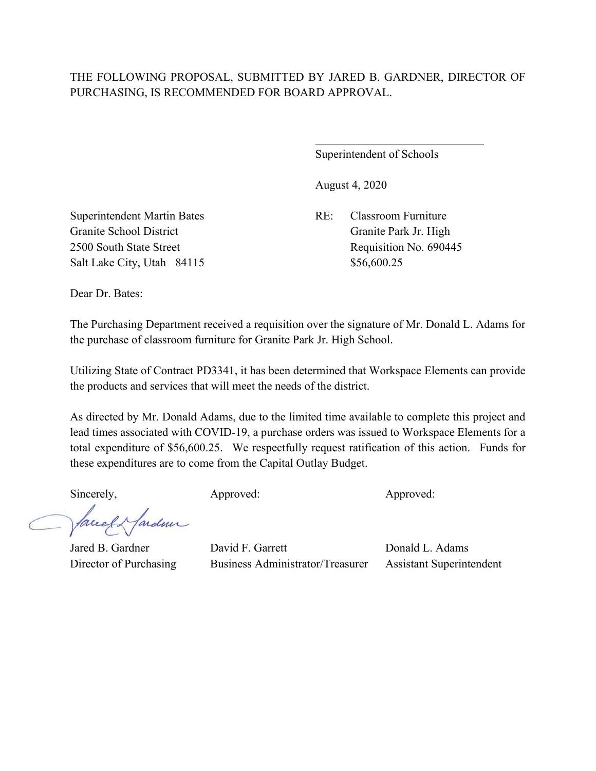THE FOLLOWING PROPOSAL, SUBMITTED BY JARED B. GARDNER, DIRECTOR OF PURCHASING, IS RECOMMENDED FOR BOARD APPROVAL.

_______________________________
Superintendent of Schools

August 4, 2020

Superintendent Martin Bates
Granite School District
2500 South State Street
Salt Lake City, Utah 84115

RE: Classroom Furniture
Granite Park Jr. High
Requisition No. 690445
$56,600.25

Dear Dr. Bates:

The Purchasing Department received a requisition over the signature of Mr. Donald L. Adams for the purchase of classroom furniture for Granite Park Jr. High School.

Utilizing State of Contract PD3341, it has been determined that Workspace Elements can provide the products and services that will meet the needs of the district.

As directed by Mr. Donald Adams, due to the limited time available to complete this project and lead times associated with COVID-19, a purchase orders was issued to Workspace Elements for a total expenditure of $56,600.25. We respectfully request ratification of this action. Funds for these expenditures are to come from the Capital Outlay Budget.

| Sincerely, | Approved: | Approved: |
|---|---|---|
| Jared B. Gardner | David F. Garrett | Donald L. Adams |
| Director of Purchasing | Business Administrator/Treasurer | Assistant Superintendent |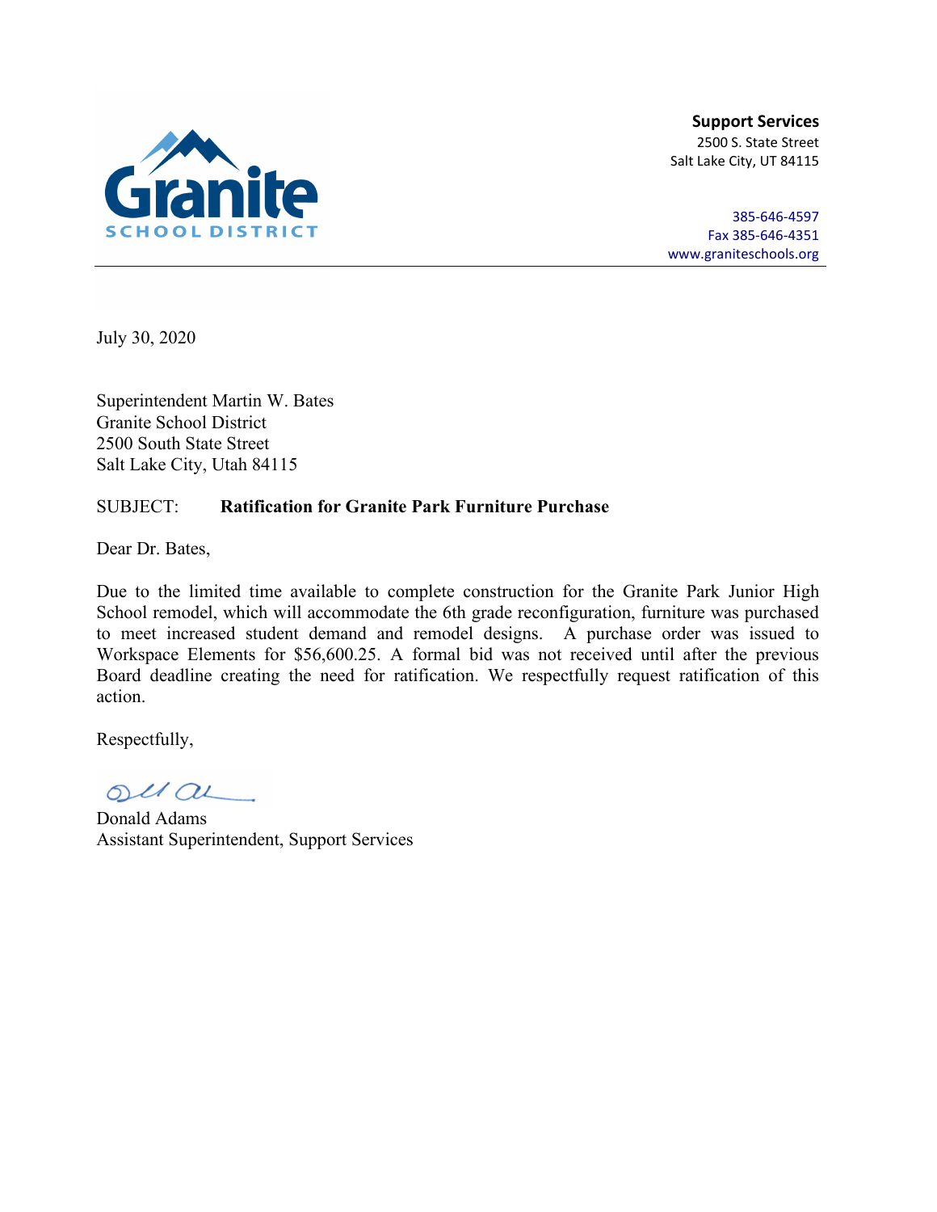**Granite SCHOOL DISTRICT**

**Support Services**
2500 S. State Street
Salt Lake City, UT 84115

385-646-4597
Fax 385-646-4351
www.graniteschools.org

---

July 30, 2020

Superintendent Martin W. Bates
Granite School District
2500 South State Street
Salt Lake City, Utah 84115

SUBJECT: **Ratification for Granite Park Furniture Purchase**

Dear Dr. Bates,

Due to the limited time available to complete construction for the Granite Park Junior High School remodel, which will accommodate the 6th grade reconfiguration, furniture was purchased to meet increased student demand and remodel designs. A purchase order was issued to Workspace Elements for $56,600.25. A formal bid was not received until after the previous Board deadline creating the need for ratification. We respectfully request ratification of this action.

Respectfully,

Donald Adams
Assistant Superintendent, Support Services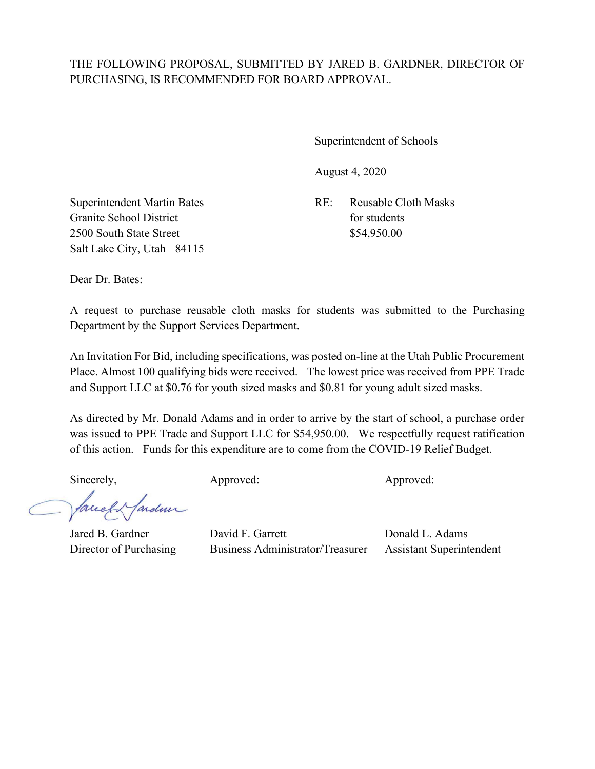THE FOLLOWING PROPOSAL, SUBMITTED BY JARED B. GARDNER, DIRECTOR OF PURCHASING, IS RECOMMENDED FOR BOARD APPROVAL.

\_\_\_\_\_\_\_\_\_\_\_\_\_\_\_\_\_\_\_\_\_\_\_\_\_\_\_\_\_\_

Superintendent of Schools

August 4, 2020

Superintendent Martin Bates
Granite School District
2500 South State Street
Salt Lake City, Utah 84115

RE: Reusable Cloth Masks for students
$54,950.00

Dear Dr. Bates:

A request to purchase reusable cloth masks for students was submitted to the Purchasing Department by the Support Services Department.

An Invitation For Bid, including specifications, was posted on-line at the Utah Public Procurement Place. Almost 100 qualifying bids were received. The lowest price was received from PPE Trade and Support LLC at $0.76 for youth sized masks and $0.81 for young adult sized masks.

As directed by Mr. Donald Adams and in order to arrive by the start of school, a purchase order was issued to PPE Trade and Support LLC for $54,950.00. We respectfully request ratification of this action. Funds for this expenditure are to come from the COVID-19 Relief Budget.

| Sincerely, | Approved: | Approved: |
|---|---|---|
| Jared B. Gardner | David F. Garrett | Donald L. Adams |
| Director of Purchasing | Business Administrator/Treasurer | Assistant Superintendent |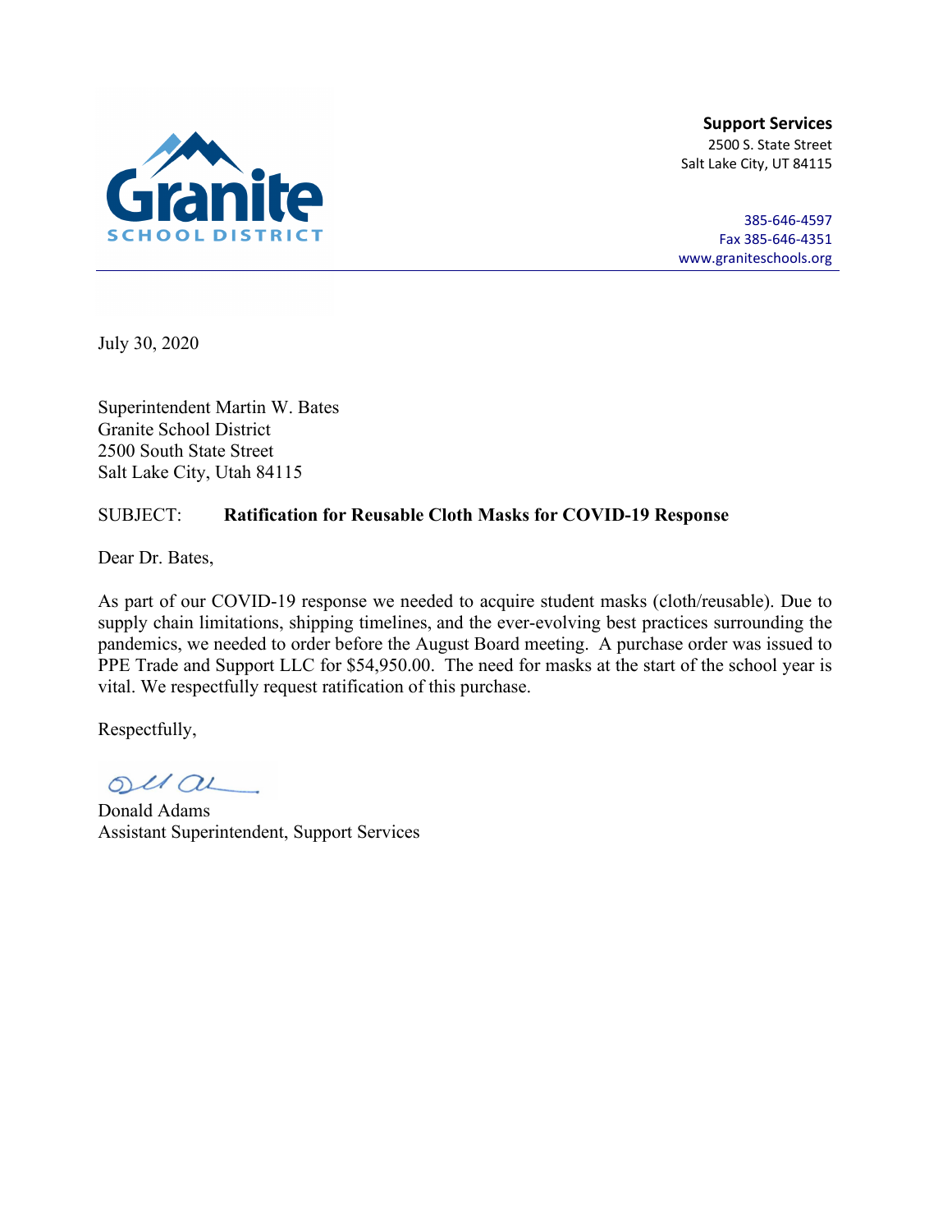Granite SCHOOL DISTRICT

**Support Services**
2500 S. State Street
Salt Lake City, UT 84115

385-646-4597
Fax 385-646-4351
www.graniteschools.org

July 30, 2020

Superintendent Martin W. Bates
Granite School District
2500 South State Street
Salt Lake City, Utah 84115

SUBJECT: **Ratification for Reusable Cloth Masks for COVID-19 Response**

Dear Dr. Bates,

As part of our COVID-19 response we needed to acquire student masks (cloth/reusable). Due to supply chain limitations, shipping timelines, and the ever-evolving best practices surrounding the pandemics, we needed to order before the August Board meeting. A purchase order was issued to PPE Trade and Support LLC for $54,950.00. The need for masks at the start of the school year is vital. We respectfully request ratification of this purchase.

Respectfully,

Donald Adams
Assistant Superintendent, Support Services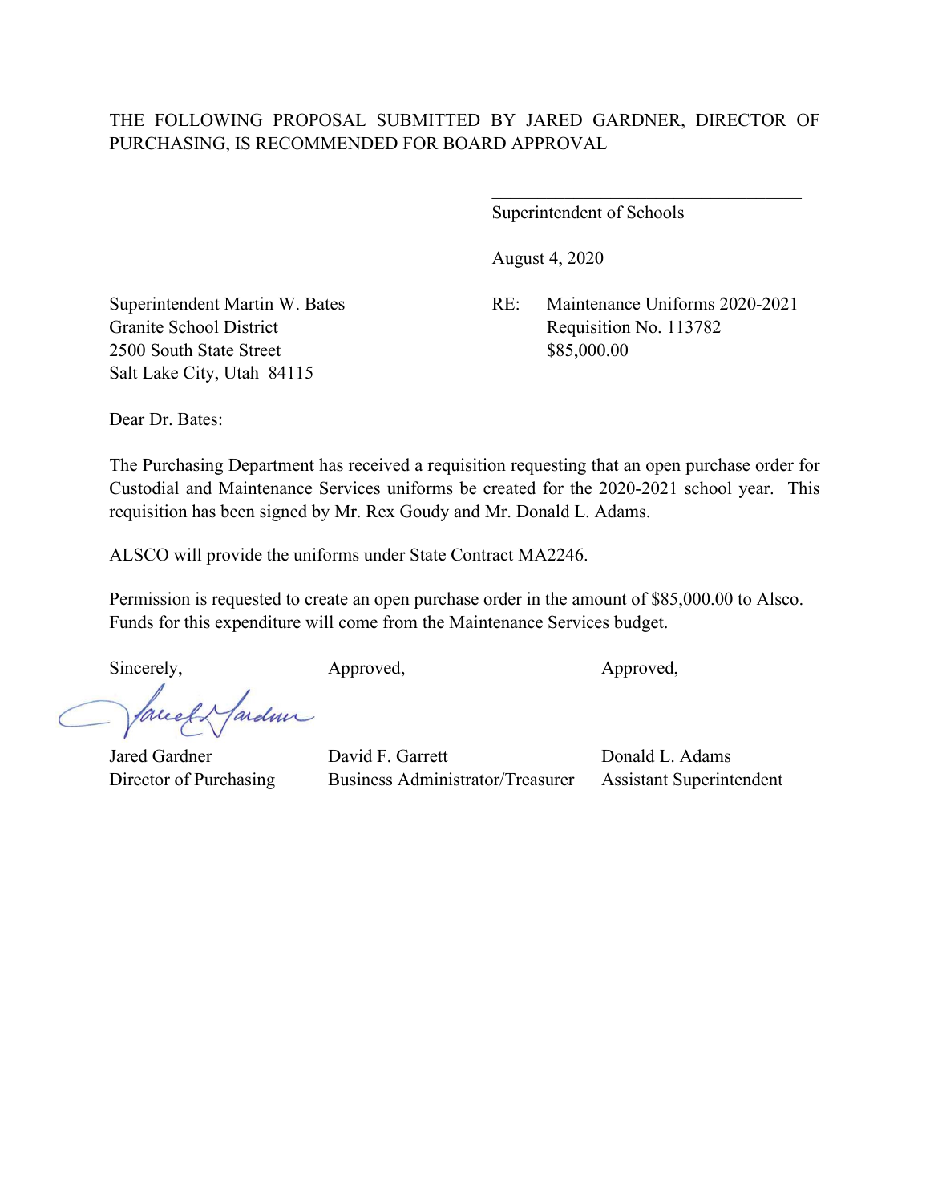THE FOLLOWING PROPOSAL SUBMITTED BY JARED GARDNER, DIRECTOR OF PURCHASING, IS RECOMMENDED FOR BOARD APPROVAL

\_\_\_\_\_\_\_\_\_\_\_\_\_\_\_\_\_\_\_\_\_\_\_\_\_\_\_\_\_\_\_\_\_\_\_\_

Superintendent of Schools

August 4, 2020

Superintendent Martin W. Bates
Granite School District
2500 South State Street
Salt Lake City, Utah 84115

RE: Maintenance Uniforms 2020-2021
Requisition No. 113782
$85,000.00

Dear Dr. Bates:

The Purchasing Department has received a requisition requesting that an open purchase order for Custodial and Maintenance Services uniforms be created for the 2020-2021 school year. This requisition has been signed by Mr. Rex Goudy and Mr. Donald L. Adams.

ALSCO will provide the uniforms under State Contract MA2246.

Permission is requested to create an open purchase order in the amount of $85,000.00 to Alsco. Funds for this expenditure will come from the Maintenance Services budget.

| Sincerely, | Approved, | Approved, |
| --- | --- | --- |
| Jared Gardner<br>Director of Purchasing | David F. Garrett<br>Business Administrator/Treasurer | Donald L. Adams<br>Assistant Superintendent |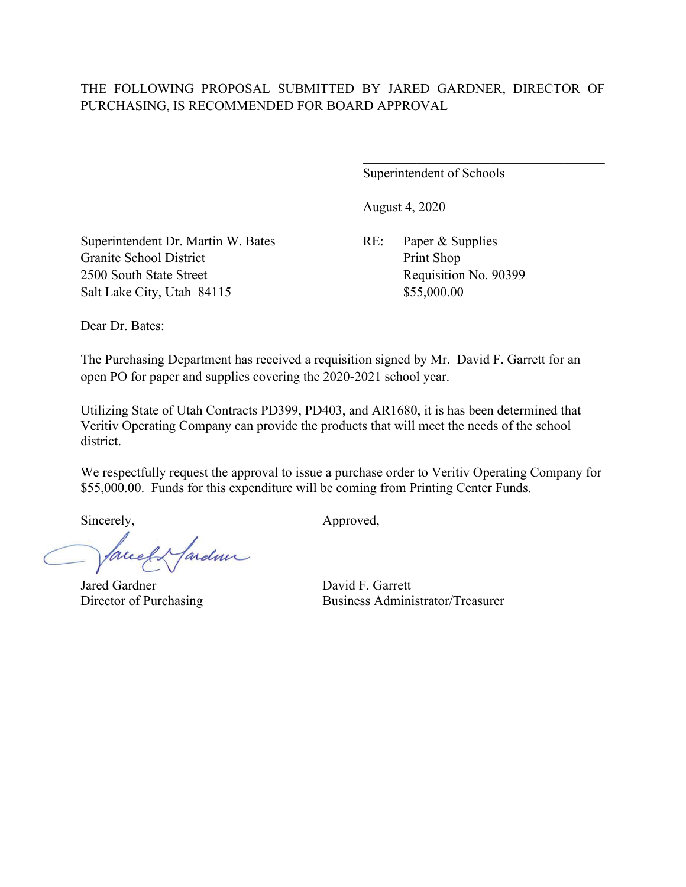THE FOLLOWING PROPOSAL SUBMITTED BY JARED GARDNER, DIRECTOR OF PURCHASING, IS RECOMMENDED FOR BOARD APPROVAL

\_\_\_\_\_\_\_\_\_\_\_\_\_\_\_\_\_\_\_\_\_\_\_\_\_\_\_\_\_\_\_\_\_\_\_\_
Superintendent of Schools

August 4, 2020

Superintendent Dr. Martin W. Bates
Granite School District
2500 South State Street
Salt Lake City, Utah 84115

RE: Paper & Supplies
Print Shop
Requisition No. 90399
$55,000.00

Dear Dr. Bates:

The Purchasing Department has received a requisition signed by Mr. David F. Garrett for an open PO for paper and supplies covering the 2020-2021 school year.

Utilizing State of Utah Contracts PD399, PD403, and AR1680, it is has been determined that Veritiv Operating Company can provide the products that will meet the needs of the school district.

We respectfully request the approval to issue a purchase order to Veritiv Operating Company for $55,000.00. Funds for this expenditure will be coming from Printing Center Funds.

Sincerely,

Jared Gardner
Director of Purchasing

Approved,

David F. Garrett
Business Administrator/Treasurer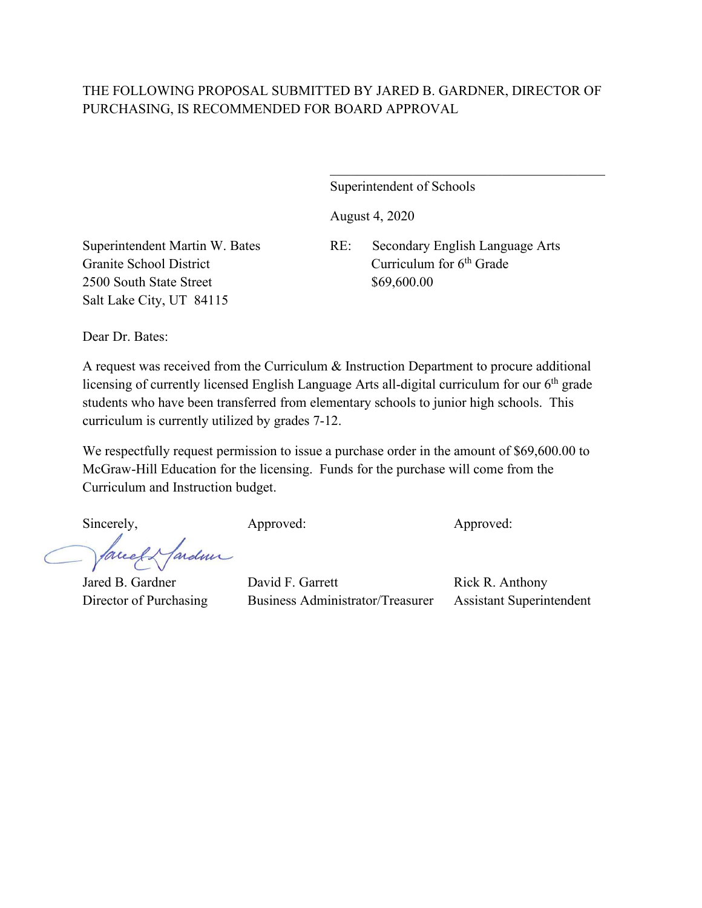THE FOLLOWING PROPOSAL SUBMITTED BY JARED B. GARDNER, DIRECTOR OF PURCHASING, IS RECOMMENDED FOR BOARD APPROVAL

\_\_\_\_\_\_\_\_\_\_\_\_\_\_\_\_\_\_\_\_\_\_\_\_\_\_\_\_\_\_\_\_\_\_\_\_\_\_\_\_

Superintendent of Schools

August 4, 2020

Superintendent Martin W. Bates
Granite School District
2500 South State Street
Salt Lake City, UT 84115

RE: Secondary English Language Arts Curriculum for 6th Grade
$69,600.00

Dear Dr. Bates:

A request was received from the Curriculum & Instruction Department to procure additional licensing of currently licensed English Language Arts all-digital curriculum for our 6th grade students who have been transferred from elementary schools to junior high schools. This curriculum is currently utilized by grades 7-12.

We respectfully request permission to issue a purchase order in the amount of $69,600.00 to McGraw-Hill Education for the licensing. Funds for the purchase will come from the Curriculum and Instruction budget.

| Sincerely, | Approved: | Approved: |
|---|---|---|
| Jared B. Gardner | David F. Garrett | Rick R. Anthony |
| Director of Purchasing | Business Administrator/Treasurer | Assistant Superintendent |